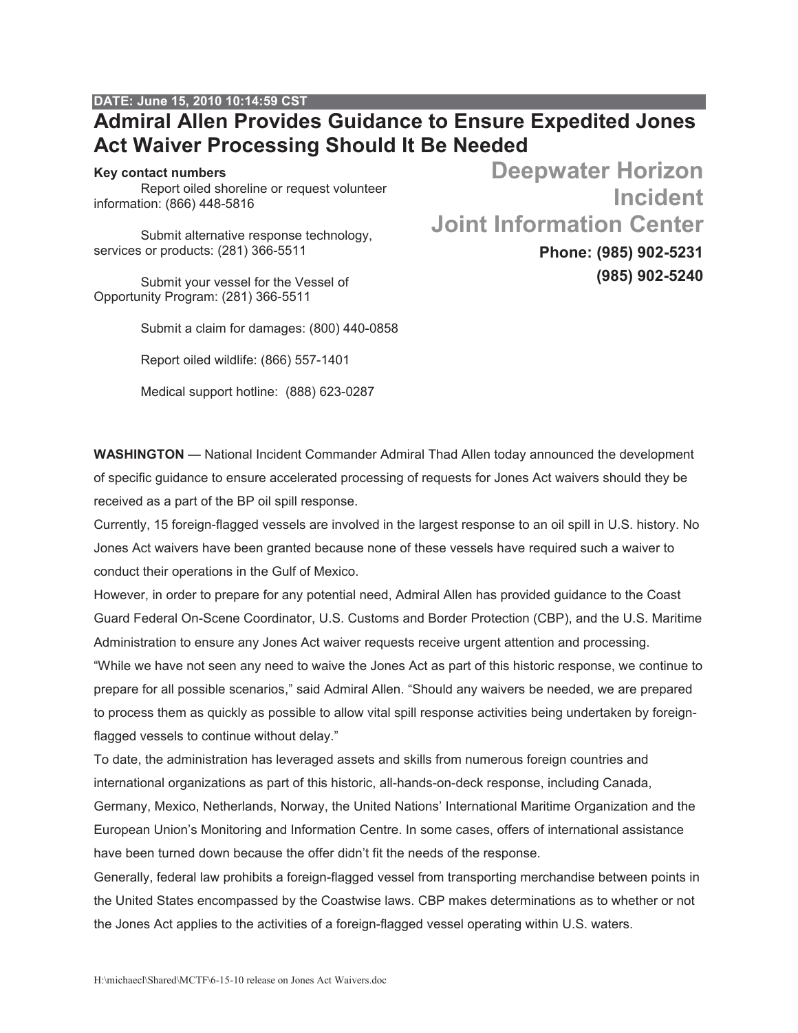**DATE: June 15, 2010 10:14:59 CST**

# Admiral Allen Provides Guidance to Ensure Expedited Jones Act Waiver Processing Should It Be Needed

## Deepwater Horizon Incident Joint Information Center

**Phone: (985) 902-5231**
**(985) 902-5240**

**Key contact numbers**

Report oiled shoreline or request volunteer information: (866) 448-5816

Submit alternative response technology, services or products: (281) 366-5511

Submit your vessel for the Vessel of Opportunity Program: (281) 366-5511

Submit a claim for damages: (800) 440-0858

Report oiled wildlife: (866) 557-1401

Medical support hotline: (888) 623-0287

**WASHINGTON** — National Incident Commander Admiral Thad Allen today announced the development of specific guidance to ensure accelerated processing of requests for Jones Act waivers should they be received as a part of the BP oil spill response.

Currently, 15 foreign-flagged vessels are involved in the largest response to an oil spill in U.S. history. No Jones Act waivers have been granted because none of these vessels have required such a waiver to conduct their operations in the Gulf of Mexico.

However, in order to prepare for any potential need, Admiral Allen has provided guidance to the Coast Guard Federal On-Scene Coordinator, U.S. Customs and Border Protection (CBP), and the U.S. Maritime Administration to ensure any Jones Act waiver requests receive urgent attention and processing.

"While we have not seen any need to waive the Jones Act as part of this historic response, we continue to prepare for all possible scenarios," said Admiral Allen. "Should any waivers be needed, we are prepared to process them as quickly as possible to allow vital spill response activities being undertaken by foreign-flagged vessels to continue without delay."

To date, the administration has leveraged assets and skills from numerous foreign countries and international organizations as part of this historic, all-hands-on-deck response, including Canada, Germany, Mexico, Netherlands, Norway, the United Nations' International Maritime Organization and the European Union's Monitoring and Information Centre. In some cases, offers of international assistance have been turned down because the offer didn't fit the needs of the response.

Generally, federal law prohibits a foreign-flagged vessel from transporting merchandise between points in the United States encompassed by the Coastwise laws. CBP makes determinations as to whether or not the Jones Act applies to the activities of a foreign-flagged vessel operating within U.S. waters.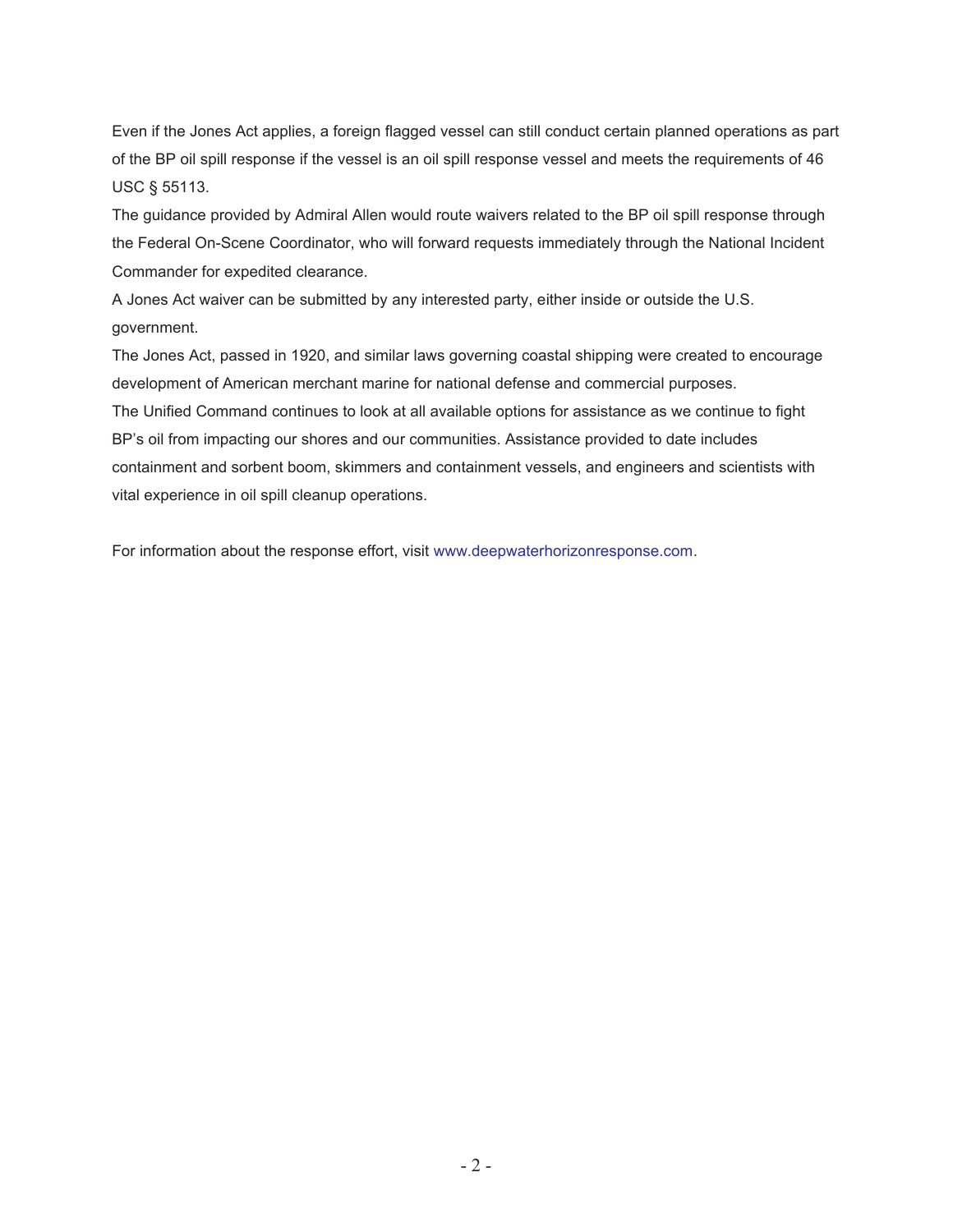Even if the Jones Act applies, a foreign flagged vessel can still conduct certain planned operations as part of the BP oil spill response if the vessel is an oil spill response vessel and meets the requirements of 46 USC § 55113.

The guidance provided by Admiral Allen would route waivers related to the BP oil spill response through the Federal On-Scene Coordinator, who will forward requests immediately through the National Incident Commander for expedited clearance.

A Jones Act waiver can be submitted by any interested party, either inside or outside the U.S. government.

The Jones Act, passed in 1920, and similar laws governing coastal shipping were created to encourage development of American merchant marine for national defense and commercial purposes.

The Unified Command continues to look at all available options for assistance as we continue to fight BP's oil from impacting our shores and our communities. Assistance provided to date includes containment and sorbent boom, skimmers and containment vessels, and engineers and scientists with vital experience in oil spill cleanup operations.

For information about the response effort, visit www.deepwaterhorizonresponse.com.